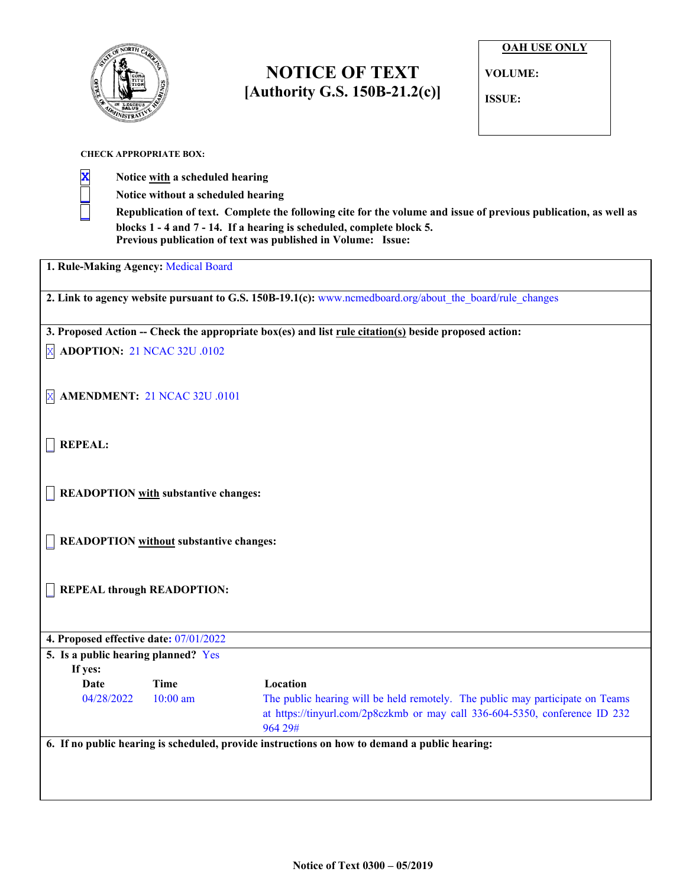# NOTICE OF TEXT

## [Authority G.S. 150B-21.2(c)]

| OAH USE ONLY |
|---|
| VOLUME: |
| ISSUE: |

**CHECK APPROPRIATE BOX:**

- [x] **Notice with a scheduled hearing**
- [ ] **Notice without a scheduled hearing**
- [ ] **Republication of text. Complete the following cite for the volume and issue of previous publication, as well as blocks 1 - 4 and 7 - 14. If a hearing is scheduled, complete block 5.**
  **Previous publication of text was published in Volume: Issue:**

**1. Rule-Making Agency:** Medical Board

**2. Link to agency website pursuant to G.S. 150B-19.1(c):** www.ncmedboard.org/about_the_board/rule_changes

**3. Proposed Action -- Check the appropriate box(es) and list rule citation(s) beside proposed action:**

- [x] **ADOPTION:** 21 NCAC 32U .0102
- [x] **AMENDMENT:** 21 NCAC 32U .0101
- [ ] **REPEAL:**
- [ ] **READOPTION with substantive changes:**
- [ ] **READOPTION without substantive changes:**
- [ ] **REPEAL through READOPTION:**

**4. Proposed effective date:** 07/01/2022

**5. Is a public hearing planned?** Yes

**If yes:**

| Date | Time | Location |
|---|---|---|
| 04/28/2022 | 10:00 am | The public hearing will be held remotely. The public may participate on Teams at https://tinyurl.com/2p8czkmb or may call 336-604-5350, conference ID 232 964 29# |

**6. If no public hearing is scheduled, provide instructions on how to demand a public hearing:**

Notice of Text 0300 – 05/2019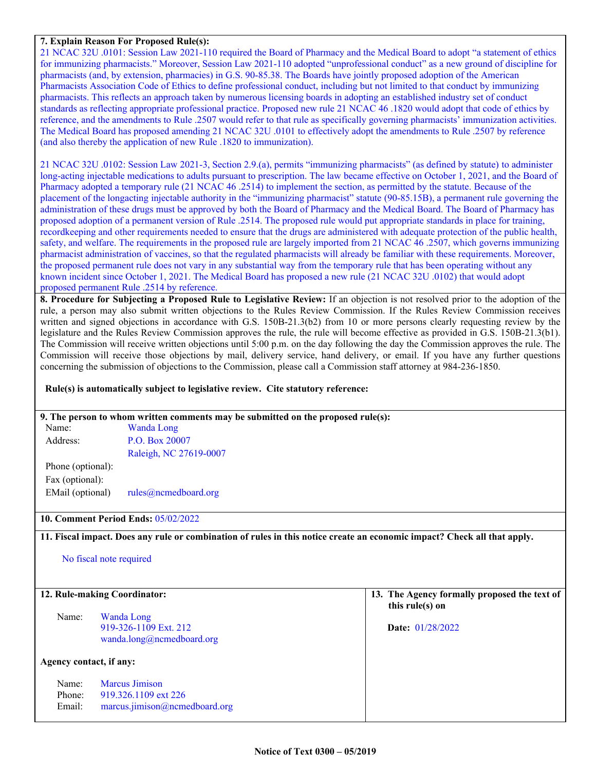**7. Explain Reason For Proposed Rule(s):**

21 NCAC 32U .0101: Session Law 2021-110 required the Board of Pharmacy and the Medical Board to adopt "a statement of ethics for immunizing pharmacists." Moreover, Session Law 2021-110 adopted "unprofessional conduct" as a new ground of discipline for pharmacists (and, by extension, pharmacies) in G.S. 90-85.38. The Boards have jointly proposed adoption of the American Pharmacists Association Code of Ethics to define professional conduct, including but not limited to that conduct by immunizing pharmacists. This reflects an approach taken by numerous licensing boards in adopting an established industry set of conduct standards as reflecting appropriate professional practice. Proposed new rule 21 NCAC 46 .1820 would adopt that code of ethics by reference, and the amendments to Rule .2507 would refer to that rule as specifically governing pharmacists' immunization activities. The Medical Board has proposed amending 21 NCAC 32U .0101 to effectively adopt the amendments to Rule .2507 by reference (and also thereby the application of new Rule .1820 to immunization).

21 NCAC 32U .0102: Session Law 2021-3, Section 2.9.(a), permits "immunizing pharmacists" (as defined by statute) to administer long-acting injectable medications to adults pursuant to prescription. The law became effective on October 1, 2021, and the Board of Pharmacy adopted a temporary rule (21 NCAC 46 .2514) to implement the section, as permitted by the statute. Because of the placement of the longacting injectable authority in the "immunizing pharmacist" statute (90-85.15B), a permanent rule governing the administration of these drugs must be approved by both the Board of Pharmacy and the Medical Board. The Board of Pharmacy has proposed adoption of a permanent version of Rule .2514. The proposed rule would put appropriate standards in place for training, recordkeeping and other requirements needed to ensure that the drugs are administered with adequate protection of the public health, safety, and welfare. The requirements in the proposed rule are largely imported from 21 NCAC 46 .2507, which governs immunizing pharmacist administration of vaccines, so that the regulated pharmacists will already be familiar with these requirements. Moreover, the proposed permanent rule does not vary in any substantial way from the temporary rule that has been operating without any known incident since October 1, 2021. The Medical Board has proposed a new rule (21 NCAC 32U .0102) that would adopt proposed permanent Rule .2514 by reference.

**8. Procedure for Subjecting a Proposed Rule to Legislative Review:** If an objection is not resolved prior to the adoption of the rule, a person may also submit written objections to the Rules Review Commission. If the Rules Review Commission receives written and signed objections in accordance with G.S. 150B-21.3(b2) from 10 or more persons clearly requesting review by the legislature and the Rules Review Commission approves the rule, the rule will become effective as provided in G.S. 150B-21.3(b1). The Commission will receive written objections until 5:00 p.m. on the day following the day the Commission approves the rule. The Commission will receive those objections by mail, delivery service, hand delivery, or email. If you have any further questions concerning the submission of objections to the Commission, please call a Commission staff attorney at 984-236-1850.

**Rule(s) is automatically subject to legislative review. Cite statutory reference:**

**9. The person to whom written comments may be submitted on the proposed rule(s):**

Name: Wanda Long
Address: P.O. Box 20007
Raleigh, NC 27619-0007
Phone (optional):
Fax (optional):
EMail (optional) rules@ncmedboard.org

**10. Comment Period Ends:** 05/02/2022

**11. Fiscal impact. Does any rule or combination of rules in this notice create an economic impact? Check all that apply.**

No fiscal note required

**12. Rule-making Coordinator:**

Name: Wanda Long
919-326-1109 Ext. 212
wanda.long@ncmedboard.org

**Agency contact, if any:**

Name: Marcus Jimison
Phone: 919.326.1109 ext 226
Email: marcus.jimison@ncmedboard.org

**13. The Agency formally proposed the text of this rule(s) on**

**Date:** 01/28/2022

**Notice of Text 0300 – 05/2019**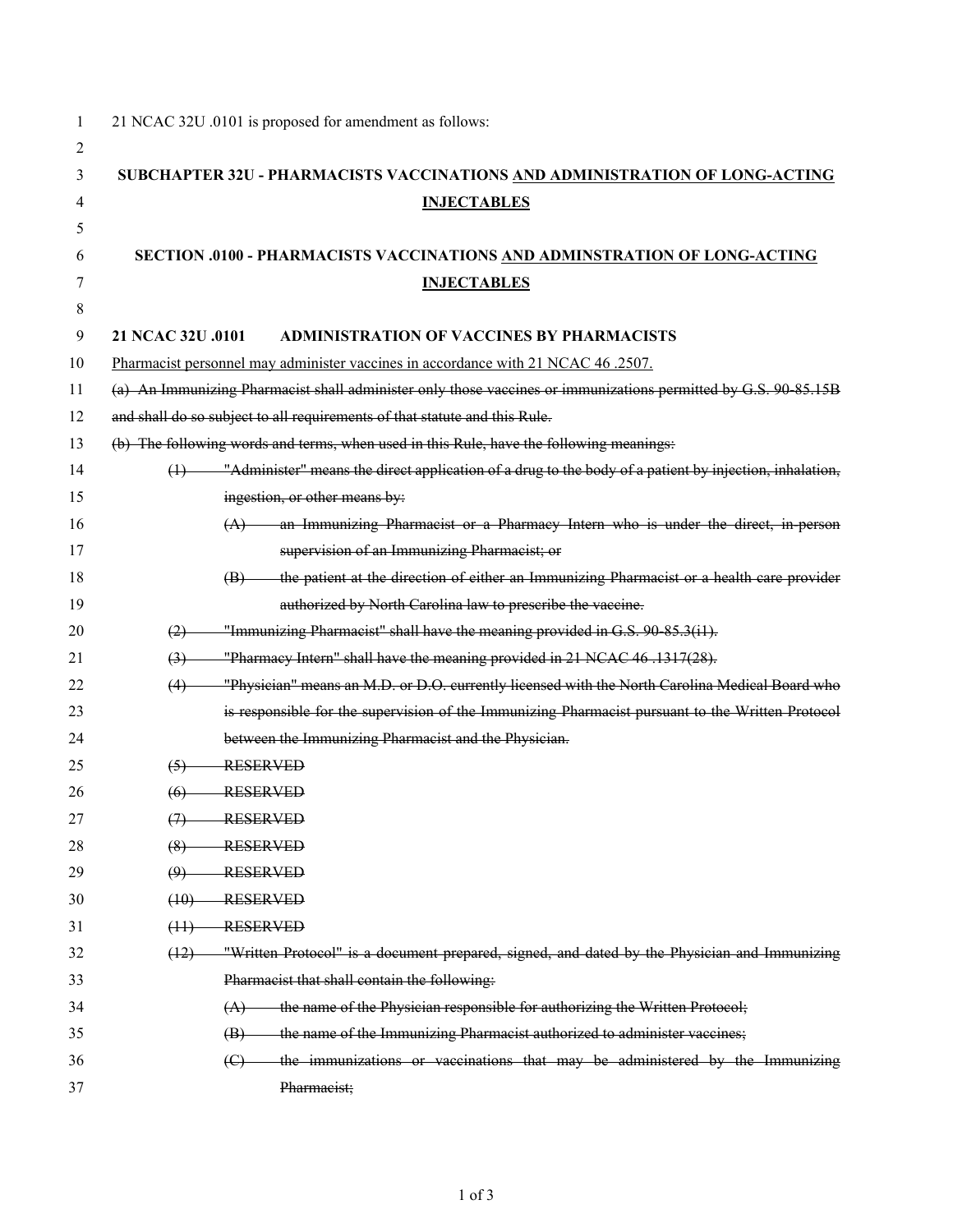21 NCAC 32U .0101 is proposed for amendment as follows:

**SUBCHAPTER 32U - PHARMACISTS VACCINATIONS <u>AND ADMINISTRATION OF LONG-ACTING INJECTABLES</u>**

**SECTION .0100 - PHARMACISTS VACCINATIONS <u>AND ADMINSTRATION OF LONG-ACTING INJECTABLES</u>**

**21 NCAC 32U .0101 ADMINISTRATION OF VACCINES BY PHARMACISTS**

<u>Pharmacist personnel may administer vaccines in accordance with 21 NCAC 46 .2507.</u>

~~(a) An Immunizing Pharmacist shall administer only those vaccines or immunizations permitted by G.S. 90-85.15B and shall do so subject to all requirements of that statute and this Rule.~~

~~(b) The following words and terms, when used in this Rule, have the following meanings:~~

~~(1) "Administer" means the direct application of a drug to the body of a patient by injection, inhalation, ingestion, or other means by:~~

~~(A) an Immunizing Pharmacist or a Pharmacy Intern who is under the direct, in-person supervision of an Immunizing Pharmacist; or~~

~~(B) the patient at the direction of either an Immunizing Pharmacist or a health care provider authorized by North Carolina law to prescribe the vaccine.~~

~~(2) "Immunizing Pharmacist" shall have the meaning provided in G.S. 90-85.3(i1).~~

~~(3) "Pharmacy Intern" shall have the meaning provided in 21 NCAC 46 .1317(28).~~

~~(4) "Physician" means an M.D. or D.O. currently licensed with the North Carolina Medical Board who is responsible for the supervision of the Immunizing Pharmacist pursuant to the Written Protocol between the Immunizing Pharmacist and the Physician.~~

~~(5) RESERVED~~

~~(6) RESERVED~~

~~(7) RESERVED~~

~~(8) RESERVED~~

~~(9) RESERVED~~

~~(10) RESERVED~~

~~(11) RESERVED~~

~~(12) "Written Protocol" is a document prepared, signed, and dated by the Physician and Immunizing Pharmacist that shall contain the following:~~

~~(A) the name of the Physician responsible for authorizing the Written Protocol;~~

~~(B) the name of the Immunizing Pharmacist authorized to administer vaccines;~~

~~(C) the immunizations or vaccinations that may be administered by the Immunizing Pharmacist;~~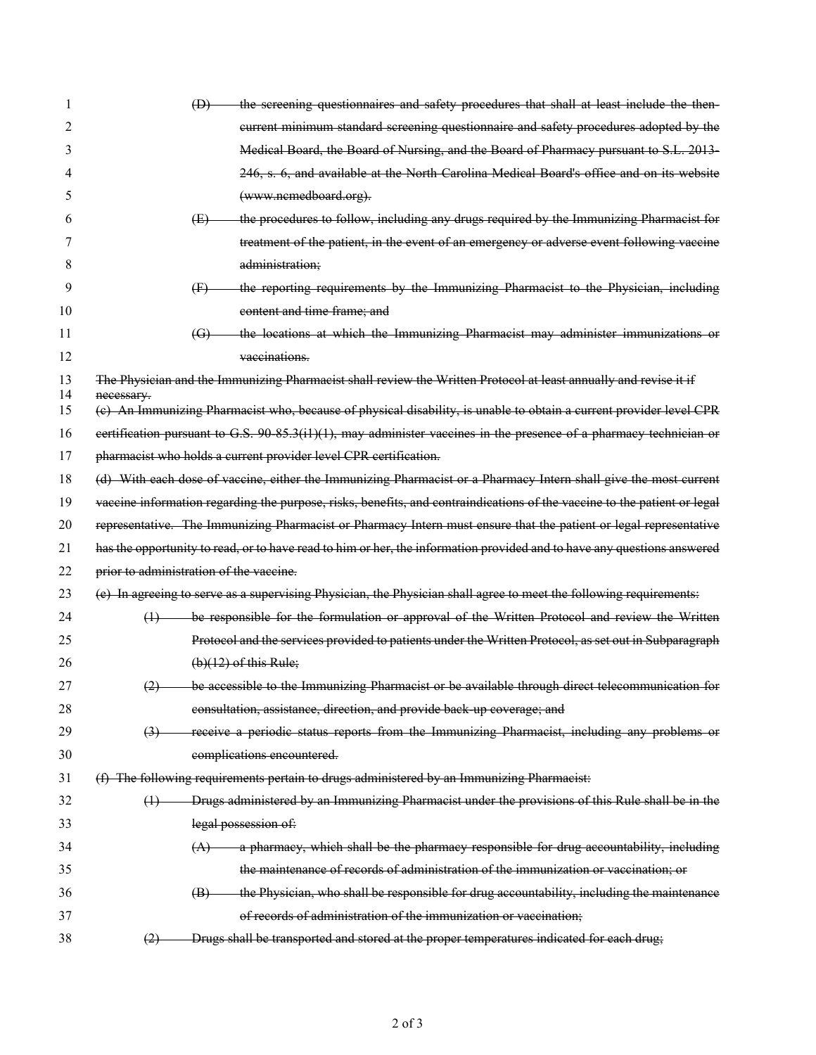~~(D) the screening questionnaires and safety procedures that shall at least include the then-current minimum standard screening questionnaire and safety procedures adopted by the Medical Board, the Board of Nursing, and the Board of Pharmacy pursuant to S.L. 2013-246, s. 6, and available at the North Carolina Medical Board's office and on its website (www.ncmedboard.org).~~

~~(E) the procedures to follow, including any drugs required by the Immunizing Pharmacist for treatment of the patient, in the event of an emergency or adverse event following vaccine administration;~~

~~(F) the reporting requirements by the Immunizing Pharmacist to the Physician, including content and time frame; and~~

~~(G) the locations at which the Immunizing Pharmacist may administer immunizations or vaccinations.~~

~~The Physician and the Immunizing Pharmacist shall review the Written Protocol at least annually and revise it if necessary.~~

~~(c) An Immunizing Pharmacist who, because of physical disability, is unable to obtain a current provider level CPR certification pursuant to G.S. 90-85.3(i1)(1), may administer vaccines in the presence of a pharmacy technician or pharmacist who holds a current provider level CPR certification.~~

~~(d) With each dose of vaccine, either the Immunizing Pharmacist or a Pharmacy Intern shall give the most current vaccine information regarding the purpose, risks, benefits, and contraindications of the vaccine to the patient or legal representative. The Immunizing Pharmacist or Pharmacy Intern must ensure that the patient or legal representative has the opportunity to read, or to have read to him or her, the information provided and to have any questions answered prior to administration of the vaccine.~~

~~(e) In agreeing to serve as a supervising Physician, the Physician shall agree to meet the following requirements:~~

~~(1) be responsible for the formulation or approval of the Written Protocol and review the Written Protocol and the services provided to patients under the Written Protocol, as set out in Subparagraph (b)(12) of this Rule;~~

~~(2) be accessible to the Immunizing Pharmacist or be available through direct telecommunication for consultation, assistance, direction, and provide back-up coverage; and~~

~~(3) receive a periodic status reports from the Immunizing Pharmacist, including any problems or complications encountered.~~

~~(f) The following requirements pertain to drugs administered by an Immunizing Pharmacist:~~

~~(1) Drugs administered by an Immunizing Pharmacist under the provisions of this Rule shall be in the legal possession of:~~

~~(A) a pharmacy, which shall be the pharmacy responsible for drug accountability, including the maintenance of records of administration of the immunization or vaccination; or~~

~~(B) the Physician, who shall be responsible for drug accountability, including the maintenance of records of administration of the immunization or vaccination;~~

~~(2) Drugs shall be transported and stored at the proper temperatures indicated for each drug;~~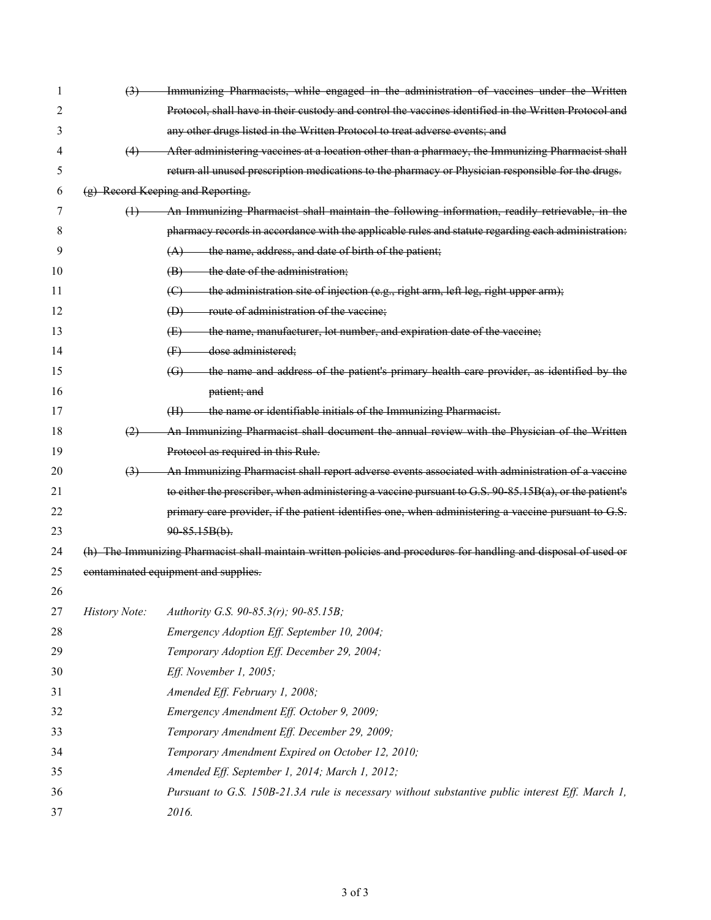~~(3) Immunizing Pharmacists, while engaged in the administration of vaccines under the Written Protocol, shall have in their custody and control the vaccines identified in the Written Protocol and any other drugs listed in the Written Protocol to treat adverse events; and~~

~~(4) After administering vaccines at a location other than a pharmacy, the Immunizing Pharmacist shall return all unused prescription medications to the pharmacy or Physician responsible for the drugs.~~

~~(g) Record Keeping and Reporting.~~

~~(1) An Immunizing Pharmacist shall maintain the following information, readily retrievable, in the pharmacy records in accordance with the applicable rules and statute regarding each administration:~~

~~(A) the name, address, and date of birth of the patient;~~

~~(B) the date of the administration;~~

~~(C) the administration site of injection (e.g., right arm, left leg, right upper arm);~~

~~(D) route of administration of the vaccine;~~

~~(E) the name, manufacturer, lot number, and expiration date of the vaccine;~~

~~(F) dose administered;~~

~~(G) the name and address of the patient's primary health care provider, as identified by the patient; and~~

~~(H) the name or identifiable initials of the Immunizing Pharmacist.~~

~~(2) An Immunizing Pharmacist shall document the annual review with the Physician of the Written Protocol as required in this Rule.~~

~~(3) An Immunizing Pharmacist shall report adverse events associated with administration of a vaccine to either the prescriber, when administering a vaccine pursuant to G.S. 90-85.15B(a), or the patient's primary care provider, if the patient identifies one, when administering a vaccine pursuant to G.S. 90-85.15B(b).~~

~~(h) The Immunizing Pharmacist shall maintain written policies and procedures for handling and disposal of used or contaminated equipment and supplies.~~

*History Note: Authority G.S. 90-85.3(r); 90-85.15B;*
*Emergency Adoption Eff. September 10, 2004;*
*Temporary Adoption Eff. December 29, 2004;*
*Eff. November 1, 2005;*
*Amended Eff. February 1, 2008;*
*Emergency Amendment Eff. October 9, 2009;*
*Temporary Amendment Eff. December 29, 2009;*
*Temporary Amendment Expired on October 12, 2010;*
*Amended Eff. September 1, 2014; March 1, 2012;*
*Pursuant to G.S. 150B-21.3A rule is necessary without substantive public interest Eff. March 1, 2016.*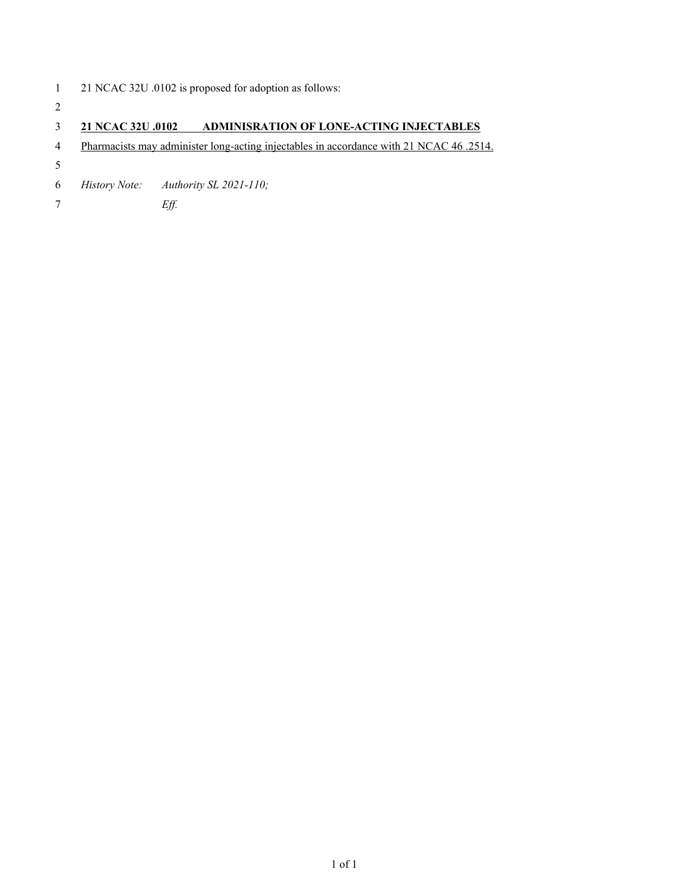21 NCAC 32U .0102 is proposed for adoption as follows:

**21 NCAC 32U .0102 ADMINISRATION OF LONE-ACTING INJECTABLES**

Pharmacists may administer long-acting injectables in accordance with 21 NCAC 46 .2514.

*History Note: Authority SL 2021-110;*
*Eff.*